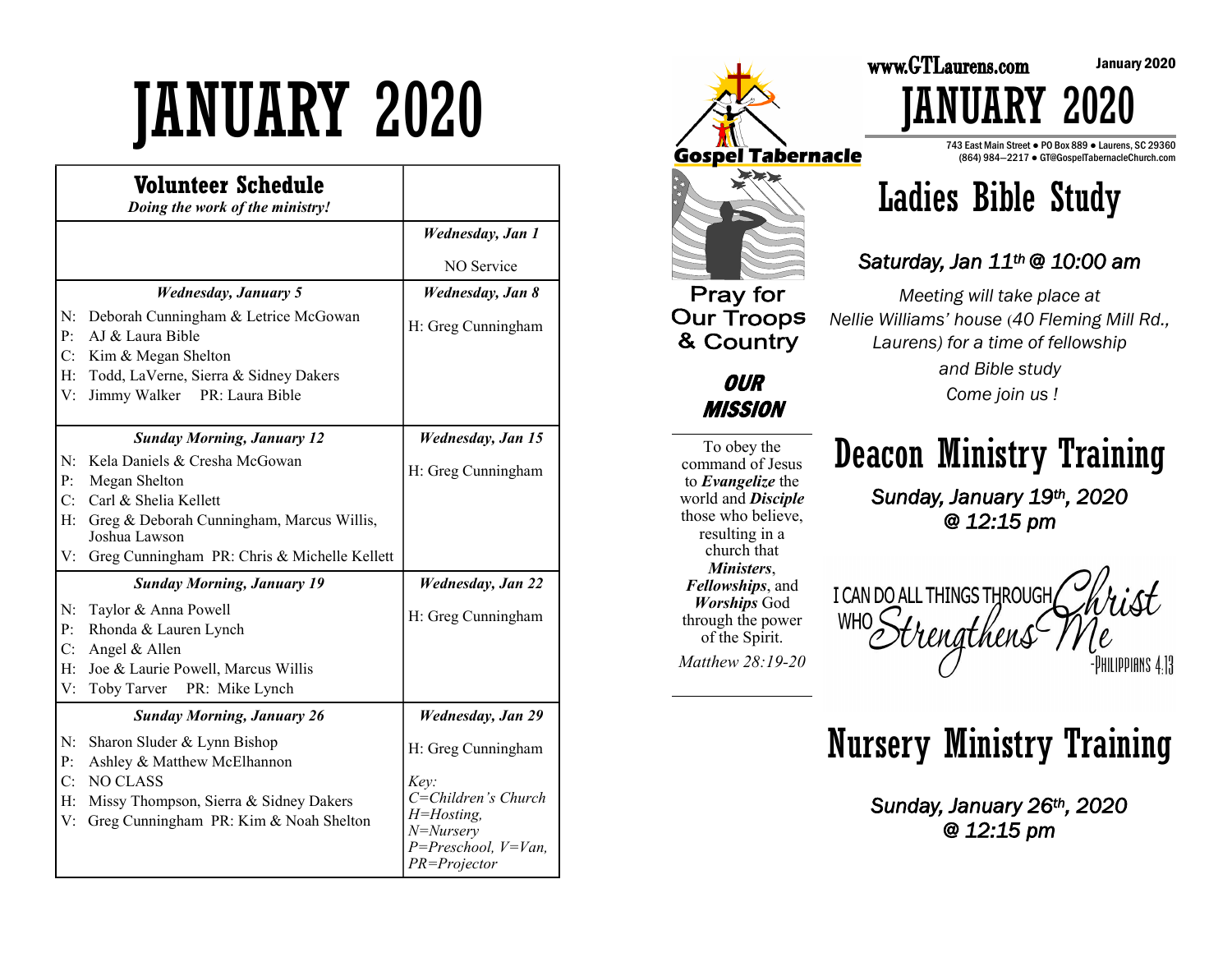# JANUARY 2020

| Volunteer Schedule<br>*Doing the work of the ministry!* | |
|---|---|
| | ***Wednesday, Jan 1***<br>NO Service |
| ***Wednesday, January 5***<br>N: Deborah Cunningham & Letrice McGowan<br>P: AJ & Laura Bible<br>C: Kim & Megan Shelton<br>H: Todd, LaVerne, Sierra & Sidney Dakers<br>V: Jimmy Walker PR: Laura Bible | ***Wednesday, Jan 8***<br>H: Greg Cunningham |
| ***Sunday Morning, January 12***<br>N: Kela Daniels & Cresha McGowan<br>P: Megan Shelton<br>C: Carl & Shelia Kellett<br>H: Greg & Deborah Cunningham, Marcus Willis, Joshua Lawson<br>V: Greg Cunningham PR: Chris & Michelle Kellett | ***Wednesday, Jan 15***<br>H: Greg Cunningham |
| ***Sunday Morning, January 19***<br>N: Taylor & Anna Powell<br>P: Rhonda & Lauren Lynch<br>C: Angel & Allen<br>H: Joe & Laurie Powell, Marcus Willis<br>V: Toby Tarver PR: Mike Lynch | ***Wednesday, Jan 22***<br>H: Greg Cunningham |
| ***Sunday Morning, January 26***<br>N: Sharon Sluder & Lynn Bishop<br>P: Ashley & Matthew McElhannon<br>C: NO CLASS<br>H: Missy Thompson, Sierra & Sidney Dakers<br>V: Greg Cunningham PR: Kim & Noah Shelton | ***Wednesday, Jan 29***<br>H: Greg Cunningham<br>*Key:*<br>*C=Children's Church*<br>*H=Hosting,*<br>*N=Nursery*<br>*P=Preschool, V=Van,*<br>*PR=Projector* |

**Gospel Tabernacle**

www.GTLaurens.com

January 2020

# JANUARY 2020

743 East Main Street ● PO Box 889 ● Laurens, SC 29360
(864) 984—2217 ● GT@GospelTabernacleChurch.com

**Pray for Our Troops & Country**

## *OUR MISSION*

To obey the command of Jesus to ***Evangelize*** the world and ***Disciple*** those who believe, resulting in a church that ***Ministers***, ***Fellowships***, and ***Worships*** God through the power of the Spirit.

*Matthew 28:19-20*

## Ladies Bible Study

***Saturday, Jan 11th @ 10:00 am***

*Meeting will take place at Nellie Williams' house (40 Fleming Mill Rd., Laurens) for a time of fellowship and Bible study*

*Come join us !*

## Deacon Ministry Training

***Sunday, January 19th, 2020 @ 12:15 pm***

I CAN DO ALL THINGS THROUGH Christ WHO Strengthens Me
-Philippians 4:13

## Nursery Ministry Training

***Sunday, January 26th, 2020 @ 12:15 pm***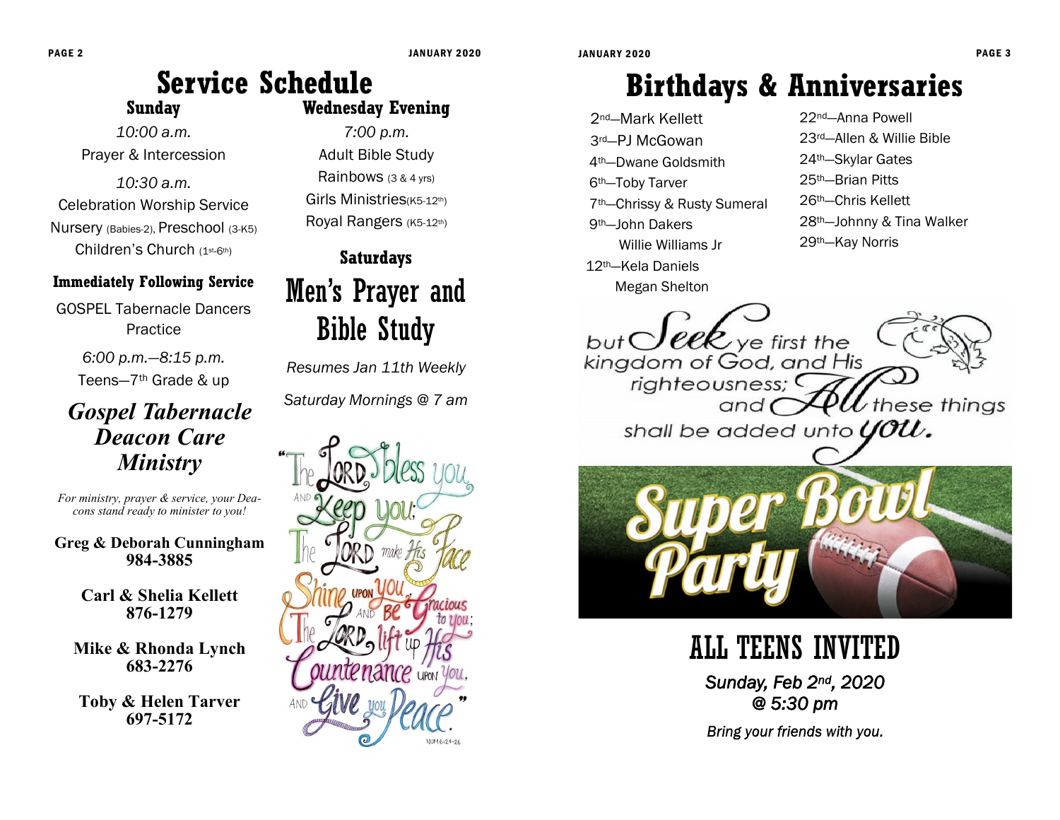# Service Schedule

## Sunday

*10:00 a.m.*

Prayer & Intercession

*10:30 a.m.*

Celebration Worship Service

Nursery (Babies-2), Preschool (3-K5)

Children's Church (1st-6th)

### Immediately Following Service

GOSPEL Tabernacle Dancers Practice

*6:00 p.m.—8:15 p.m.*

Teens—7th Grade & up

## *Gospel Tabernacle Deacon Care Ministry*

*For ministry, prayer & service, your Deacons stand ready to minister to you!*

**Greg & Deborah Cunningham**
**984-3885**

**Carl & Shelia Kellett**
**876-1279**

**Mike & Rhonda Lynch**
**683-2276**

**Toby & Helen Tarver**
**697-5172**

## Wednesday Evening

*7:00 p.m.*

Adult Bible Study

Rainbows (3 & 4 yrs)

Girls Ministries(K5-12th)

Royal Rangers (K5-12th)

## Saturdays

# Men's Prayer and Bible Study

*Resumes Jan 11th Weekly*

*Saturday Mornings @ 7 am*

"The LORD bless you and keep you; The LORD make His face shine upon you and be gracious to you; The LORD lift up His countenance upon you, and give you peace."
NUM 6:24-26

# Birthdays & Anniversaries

2nd—Mark Kellett
3rd—PJ McGowan
4th—Dwane Goldsmith
6th—Toby Tarver
7th—Chrissy & Rusty Sumeral
9th—John Dakers
Willie Williams Jr
12th—Kela Daniels
Megan Shelton
22nd—Anna Powell
23rd—Allen & Willie Bible
24th—Skylar Gates
25th—Brian Pitts
26th—Chris Kellett
28th—Johnny & Tina Walker
29th—Kay Norris

but Seek ye first the kingdom of God, and His righteousness; and All these things shall be added unto you.

Super Bowl Party

# ALL TEENS INVITED

***Sunday, Feb 2nd, 2020 @ 5:30 pm***

*Bring your friends with you.*